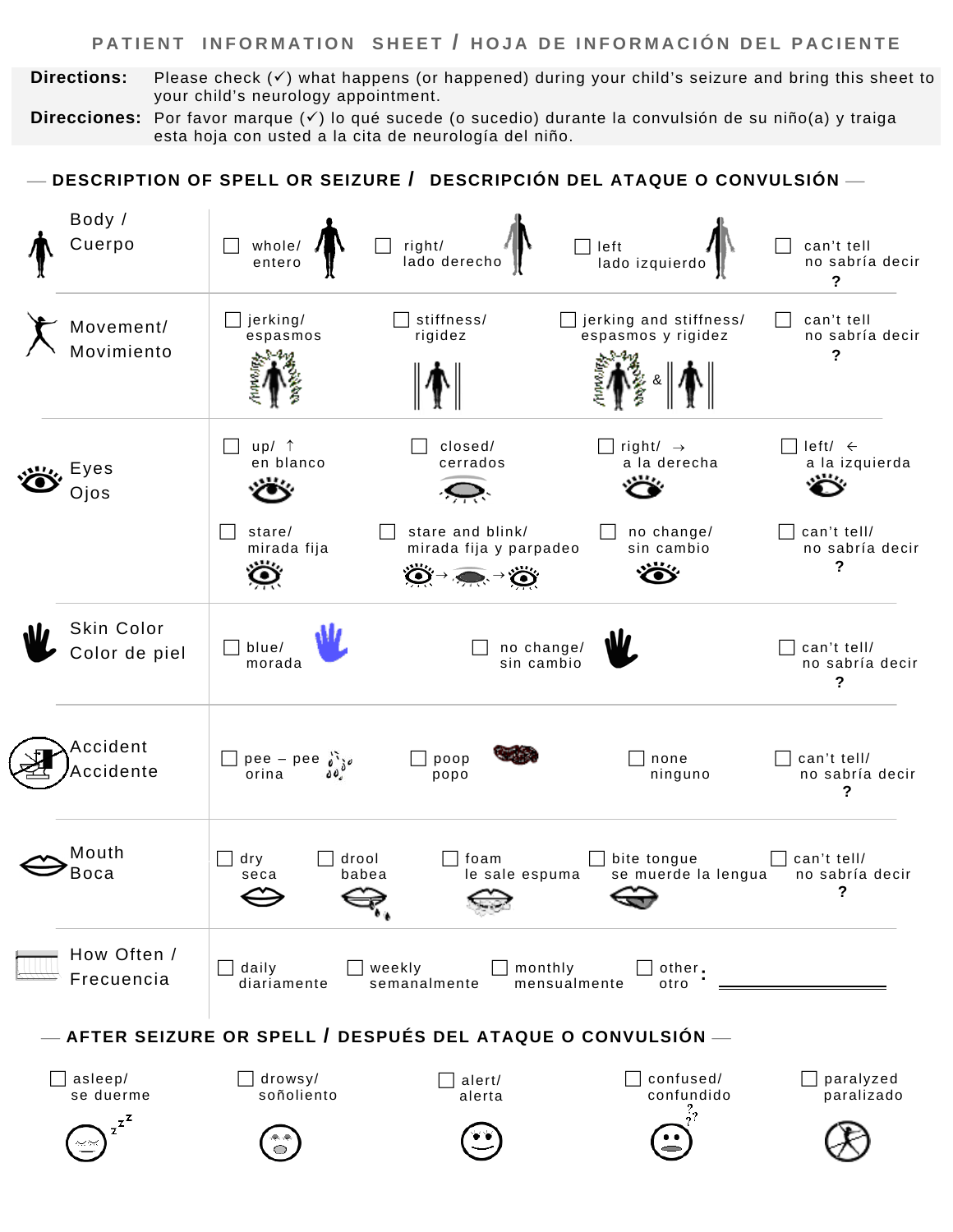# PATIENT INFORMATION SHEET / HOJA DE INFORMACIÓN DEL PACIENTE

**Directions:** Please check (✓) what happens (or happened) during your child's seizure and bring this sheet to your child's neurology appointment.

**Direcciones:** Por favor marque (✓) lo qué sucede (o sucedio) durante la convulsión de su niño(a) y traiga esta hoja con usted a la cita de neurología del niño.

## DESCRIPTION OF SPELL OR SEIZURE / DESCRIPCIÓN DEL ATAQUE O CONVULSIÓN

| | | | | | |
|---|---|---|---|---|---|
| **Body / Cuerpo** | ☐ whole/ entero | ☐ right/ lado derecho | ☐ left lado izquierdo | ☐ can't tell no sabría decir ? | |
| **Movement/ Movimiento** | ☐ jerking/ espasmos | ☐ stiffness/ rigidez | ☐ jerking and stiffness/ espasmos y rigidez | ☐ can't tell no sabría decir ? | |
| **Eyes Ojos** | ☐ up/ ↑ en blanco | ☐ closed/ cerrados | ☐ right/ → a la derecha | ☐ left/ ← a la izquierda | |
| | ☐ stare/ mirada fija | ☐ stare and blink/ mirada fija y parpadeo | ☐ no change/ sin cambio | ☐ can't tell/ no sabría decir ? | |
| **Skin Color Color de piel** | ☐ blue/ morada | ☐ no change/ sin cambio | ☐ can't tell/ no sabría decir ? | | |
| **Accident Accidente** | ☐ pee – pee orina | ☐ poop popo | ☐ none ninguno | ☐ can't tell/ no sabría decir ? | |
| **Mouth Boca** | ☐ dry seca | ☐ drool babea | ☐ foam le sale espuma | ☐ bite tongue se muerde la lengua | ☐ can't tell/ no sabría decir ? |
| **How Often / Frecuencia** | ☐ daily diariamente | ☐ weekly semanalmente | ☐ monthly mensualmente | ☐ other otro: ________ | |

## AFTER SEIZURE OR SPELL / DESPUÉS DEL ATAQUE O CONVULSIÓN

☐ asleep/ se duerme ☐ drowsy/ soñoliento ☐ alert/ alerta ☐ confused/ confundido ☐ paralyzed paralizado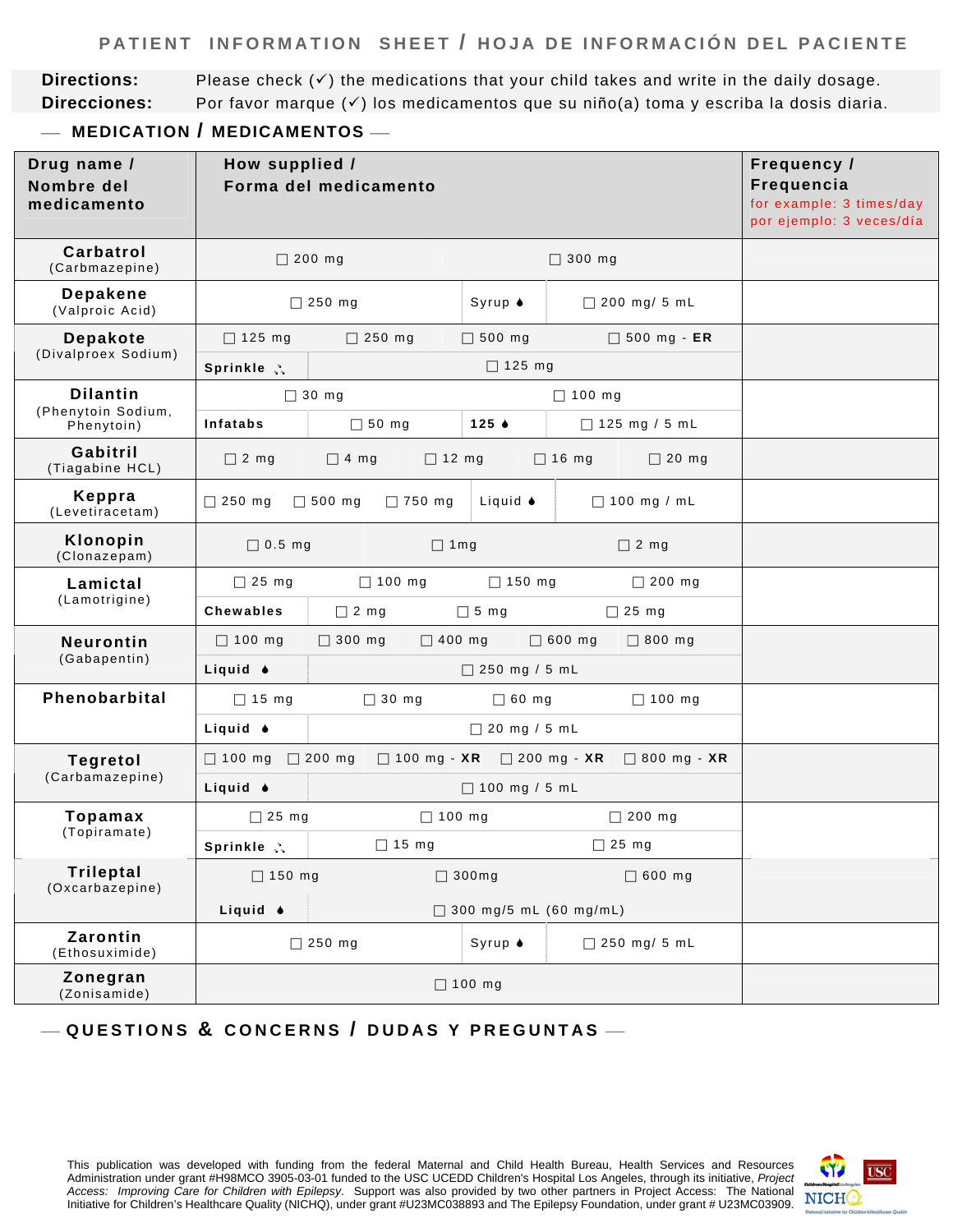# PATIENT INFORMATION SHEET / HOJA DE INFORMACIÓN DEL PACIENTE

**Directions:** Please check (✓) the medications that your child takes and write in the daily dosage.
**Direcciones:** Por favor marque (✓) los medicamentos que su niño(a) toma y escriba la dosis diaria.

## MEDICATION / MEDICAMENTOS

| Drug name / Nombre del medicamento | How supplied / Forma del medicamento | Frequency / Frequencia for example: 3 times/day por ejemplo: 3 veces/día |
|---|---|---|
| **Carbatrol** (Carbmazepine) | ☐ 200 mg ☐ 300 mg | |
| **Depakene** (Valproic Acid) | ☐ 250 mg; Syrup ♦ ☐ 200 mg/ 5 mL | |
| **Depakote** (Divalproex Sodium) | ☐ 125 mg ☐ 250 mg ☐ 500 mg ☐ 500 mg - **ER**; **Sprinkle** ☐ 125 mg | |
| **Dilantin** (Phenytoin Sodium, Phenytoin) | ☐ 30 mg ☐ 100 mg; **Infatabs** ☐ 50 mg; **125** ♦ ☐ 125 mg / 5 mL | |
| **Gabitril** (Tiagabine HCL) | ☐ 2 mg ☐ 4 mg ☐ 12 mg ☐ 16 mg ☐ 20 mg | |
| **Keppra** (Levetiracetam) | ☐ 250 mg ☐ 500 mg ☐ 750 mg; Liquid ♦ ☐ 100 mg / mL | |
| **Klonopin** (Clonazepam) | ☐ 0.5 mg ☐ 1mg ☐ 2 mg | |
| **Lamictal** (Lamotrigine) | ☐ 25 mg ☐ 100 mg ☐ 150 mg ☐ 200 mg; **Chewables** ☐ 2 mg ☐ 5 mg ☐ 25 mg | |
| **Neurontin** (Gabapentin) | ☐ 100 mg ☐ 300 mg ☐ 400 mg ☐ 600 mg ☐ 800 mg; **Liquid** ♦ ☐ 250 mg / 5 mL | |
| **Phenobarbital** | ☐ 15 mg ☐ 30 mg ☐ 60 mg ☐ 100 mg; **Liquid** ♦ ☐ 20 mg / 5 mL | |
| **Tegretol** (Carbamazepine) | ☐ 100 mg ☐ 200 mg ☐ 100 mg - **XR** ☐ 200 mg - **XR** ☐ 800 mg - **XR**; **Liquid** ♦ ☐ 100 mg / 5 mL | |
| **Topamax** (Topiramate) | ☐ 25 mg ☐ 100 mg ☐ 200 mg; **Sprinkle** ☐ 15 mg ☐ 25 mg | |
| **Trileptal** (Oxcarbazepine) | ☐ 150 mg ☐ 300mg ☐ 600 mg; **Liquid** ♦ ☐ 300 mg/5 mL (60 mg/mL) | |
| **Zarontin** (Ethosuximide) | ☐ 250 mg; Syrup ♦ ☐ 250 mg/ 5 mL | |
| **Zonegran** (Zonisamide) | ☐ 100 mg | |

## QUESTIONS & CONCERNS / DUDAS Y PREGUNTAS

This publication was developed with funding from the federal Maternal and Child Health Bureau, Health Services and Resources Administration under grant #H98MCO 3905-03-01 funded to the USC UCEDD Children's Hospital Los Angeles, through its initiative, *Project Access: Improving Care for Children with Epilepsy*. Support was also provided by two other partners in Project Access: The National Initiative for Children's Healthcare Quality (NICHQ), under grant #U23MC038893 and The Epilepsy Foundation, under grant # U23MC03909.